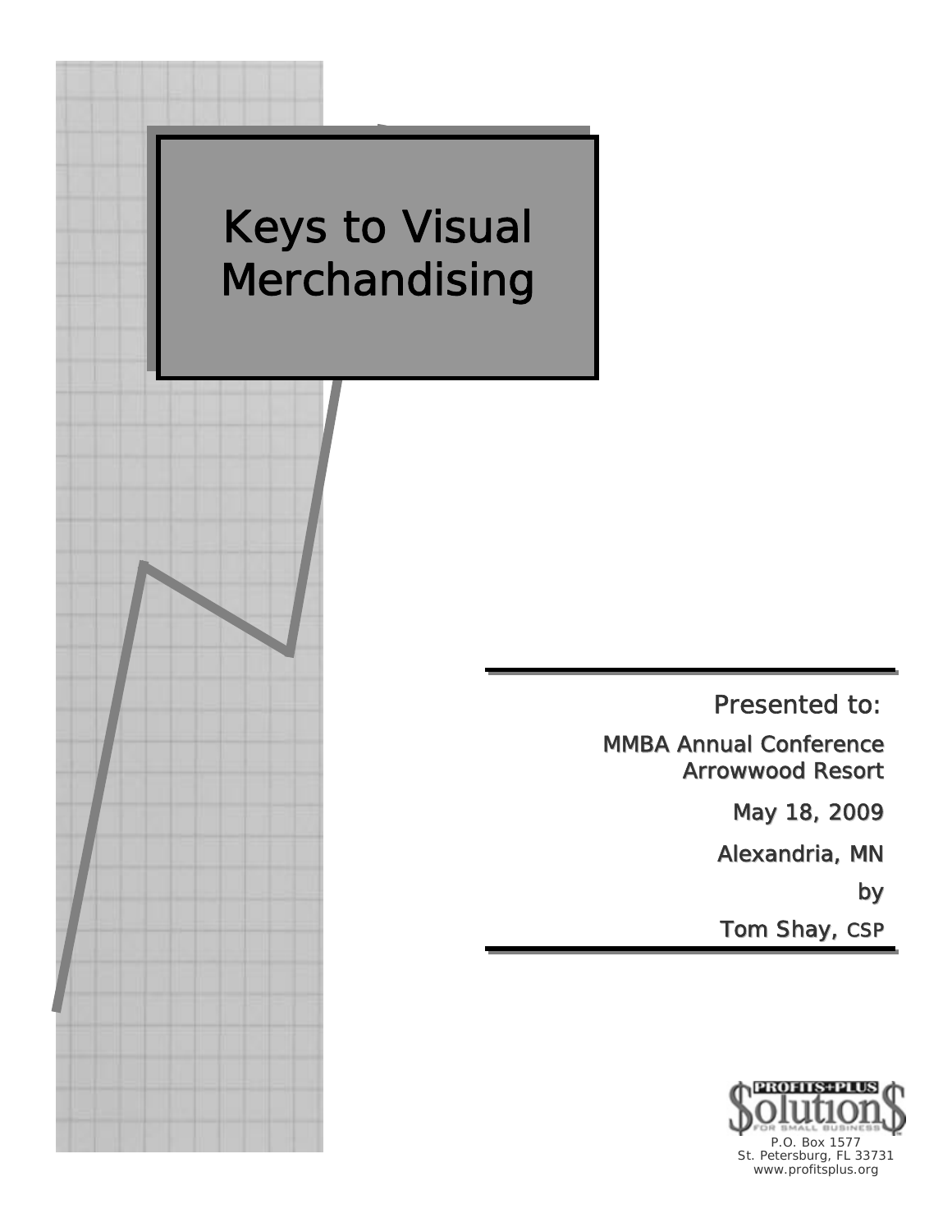# Keys to Visual Merchandising

Presented to:

MMBA Annual Conference
Arrowwood Resort

May 18, 2009

Alexandria, MN

by

Tom Shay, CSP

PROFITS+PLUS Solutions FOR SMALL BUSINESS
P.O. Box 1577
St. Petersburg, FL 33731
www.profitsplus.org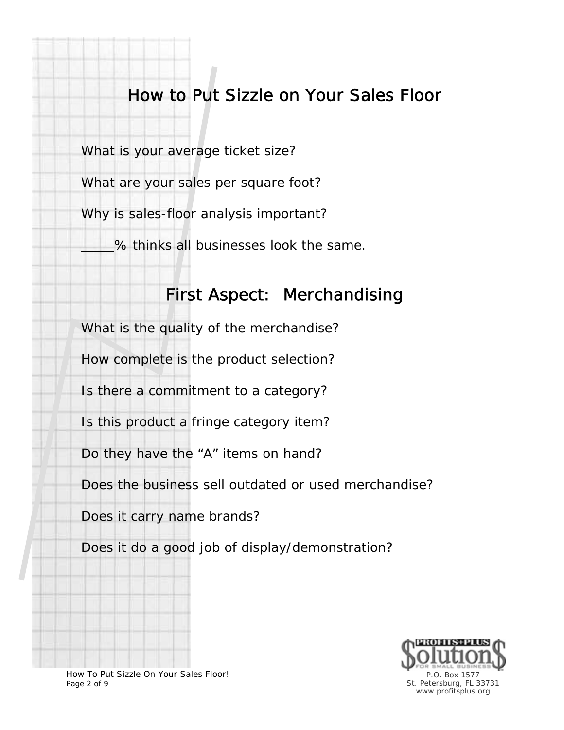# How to Put Sizzle on Your Sales Floor

What is your average ticket size?

What are your sales per square foot?

Why is sales-floor analysis important?

_____% thinks all businesses look the same.

## First Aspect: Merchandising

What is the quality of the merchandise?

How complete is the product selection?

Is there a commitment to a category?

Is this product a fringe category item?

Do they have the "A" items on hand?

Does the business sell outdated or used merchandise?

Does it carry name brands?

Does it do a good job of display/demonstration?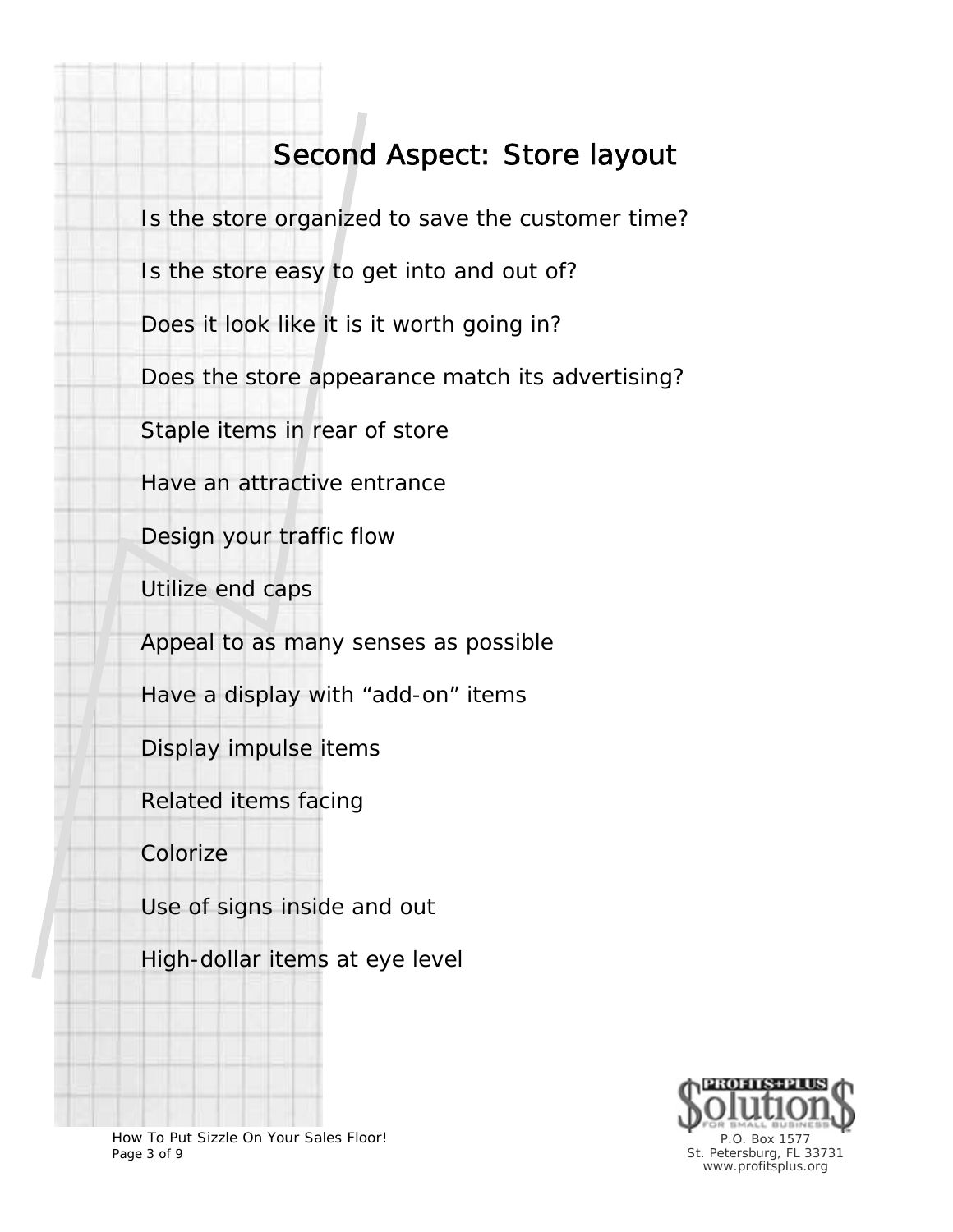## Second Aspect: Store layout

Is the store organized to save the customer time?

Is the store easy to get into and out of?

Does it look like it is it worth going in?

Does the store appearance match its advertising?

Staple items in rear of store

Have an attractive entrance

Design your traffic flow

Utilize end caps

Appeal to as many senses as possible

Have a display with “add-on” items

Display impulse items

Related items facing

Colorize

Use of signs inside and out

High-dollar items at eye level

P.O. Box 1577
St. Petersburg, FL 33731
www.profitsplus.org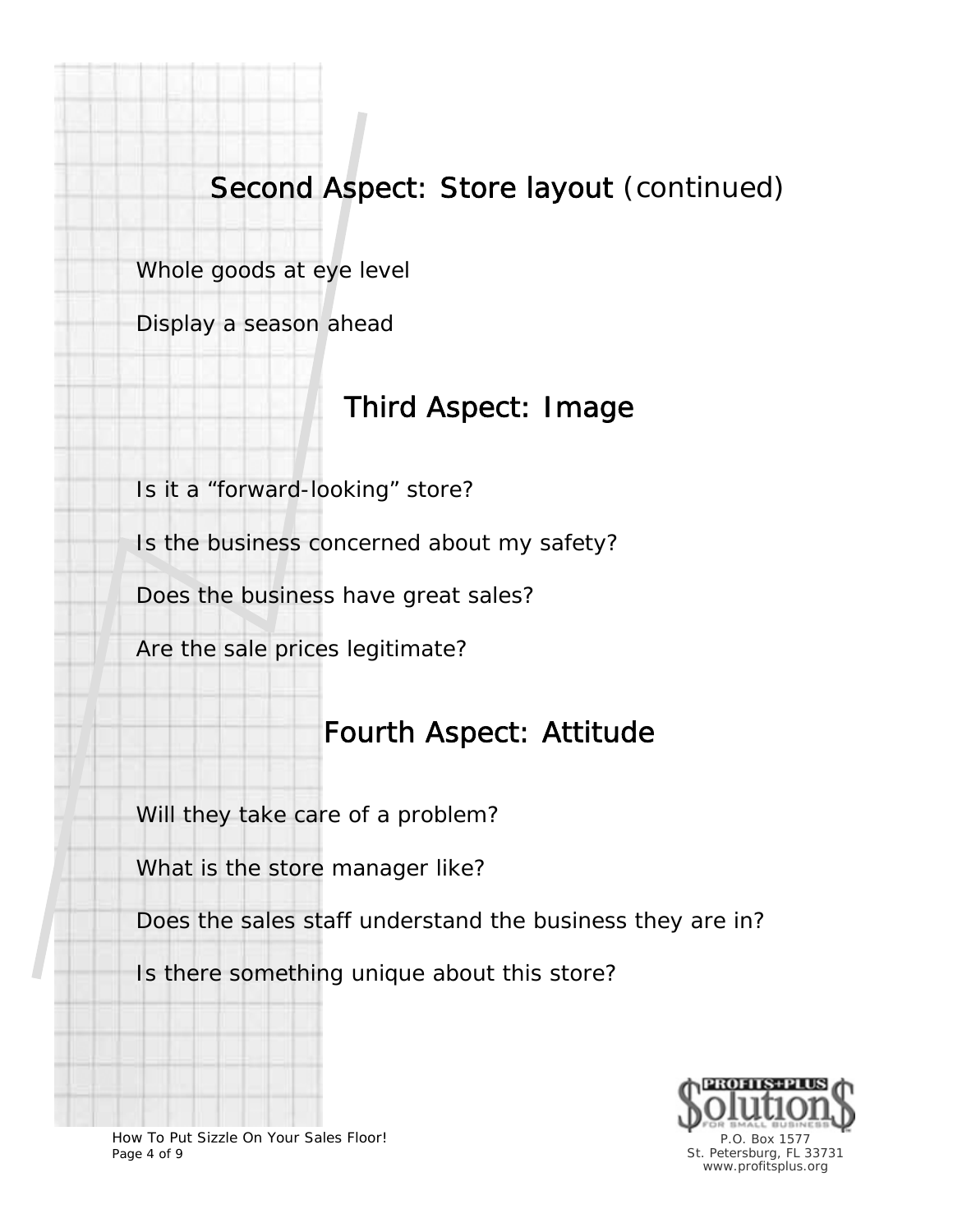## Second Aspect: Store layout (continued)

Whole goods at eye level

Display a season ahead

## Third Aspect: Image

Is it a "forward-looking" store?

Is the business concerned about my safety?

Does the business have great sales?

Are the sale prices legitimate?

## Fourth Aspect: Attitude

Will they take care of a problem?

What is the store manager like?

Does the sales staff understand the business they are in?

Is there something unique about this store?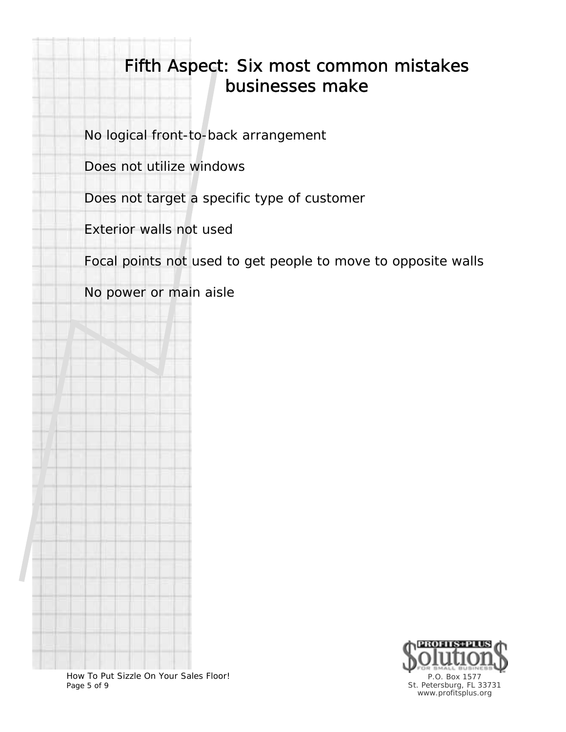# Fifth Aspect: Six most common mistakes businesses make

No logical front-to-back arrangement

Does not utilize windows

Does not target a specific type of customer

Exterior walls not used

Focal points not used to get people to move to opposite walls

No power or main aisle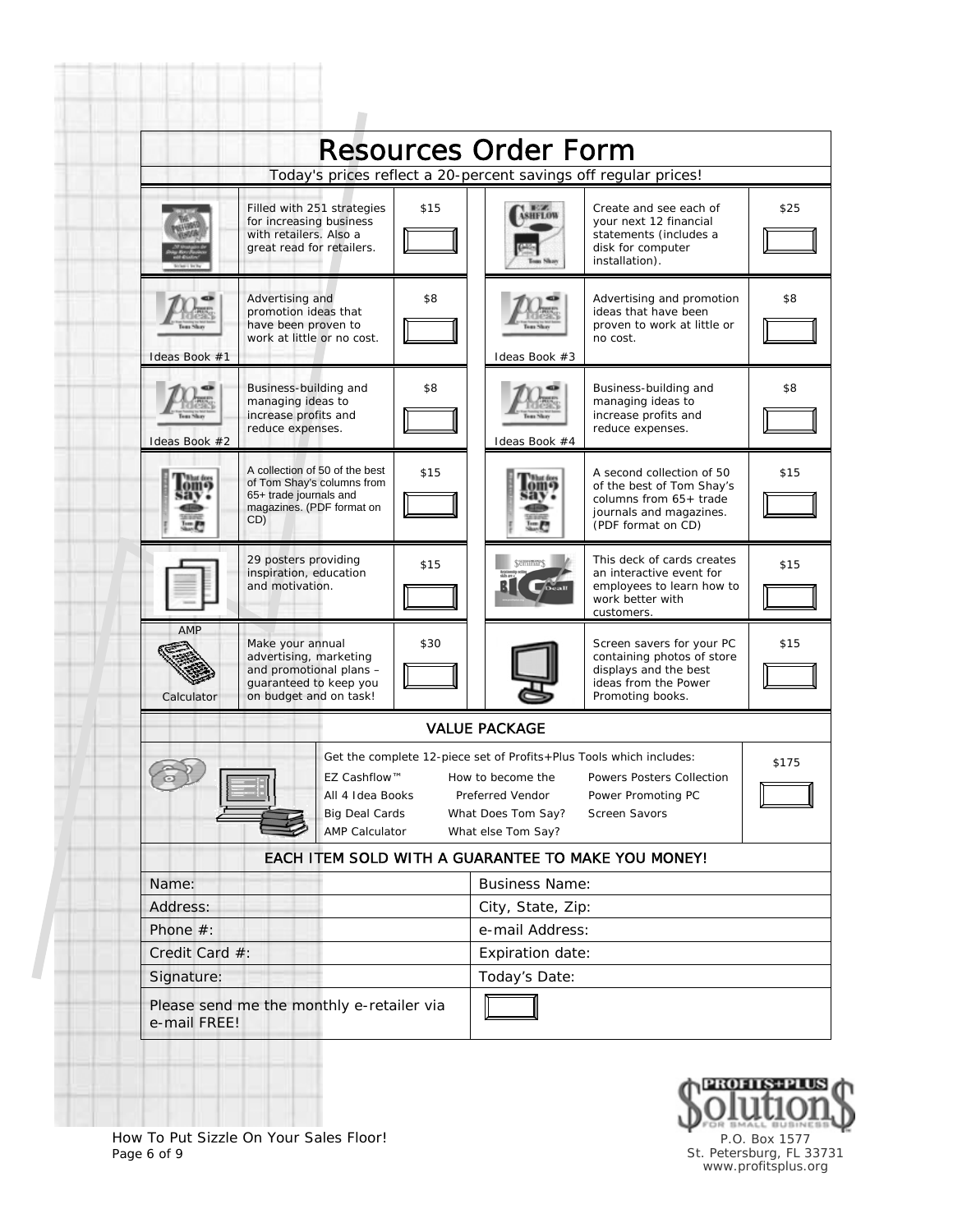# Resources Order Form

*Today's prices reflect a 20-percent savings off regular prices!*

| Item | Description | Price | Item | Description | Price |
|---|---|---|---|---|---|
| | Filled with 251 strategies for increasing business with retailers. Also a great read for retailers. | $15 | | Create and see each of your next 12 financial statements (includes a disk for computer installation). | $25 |
| Ideas Book #1 | Advertising and promotion ideas that have been proven to work at little or no cost. | $8 | Ideas Book #3 | Advertising and promotion ideas that have been proven to work at little or no cost. | $8 |
| Ideas Book #2 | Business-building and managing ideas to increase profits and reduce expenses. | $8 | Ideas Book #4 | Business-building and managing ideas to increase profits and reduce expenses. | $8 |
| | A collection of 50 of the best of Tom Shay's columns from 65+ trade journals and magazines. (PDF format on CD) | $15 | | A second collection of 50 of the best of Tom Shay's columns from 65+ trade journals and magazines. (PDF format on CD) | $15 |
| | 29 posters providing inspiration, education and motivation. | $15 | | This deck of cards creates an interactive event for employees to learn how to work better with customers. | $15 |
| AMP Calculator | Make your annual advertising, marketing and promotional plans – guaranteed to keep you on budget and on task! | $30 | | Screen savers for your PC containing photos of store displays and the best ideas from the Power Promoting books. | $15 |

## VALUE PACKAGE

Get the complete 12-piece set of Profits+Plus Tools which includes: — $175

| | | |
|---|---|---|
| EZ Cashflow™ | How to become the Preferred Vendor | Powers Posters Collection |
| All 4 Idea Books | What Does Tom Say? | Power Promoting PC Screen Savors |
| Big Deal Cards | What else Tom Say? | |
| AMP Calculator | | |

**EACH ITEM SOLD WITH A GUARANTEE TO MAKE YOU MONEY!**

| | |
|---|---|
| Name: | Business Name: |
| Address: | City, State, Zip: |
| Phone #: | e-mail Address: |
| Credit Card #: | Expiration date: |
| Signature: | Today's Date: |
| Please send me the monthly e-retailer via e-mail FREE! | ☐ |

Profits+Plus Solutions for Small Business
P.O. Box 1577
St. Petersburg, FL 33731
www.profitsplus.org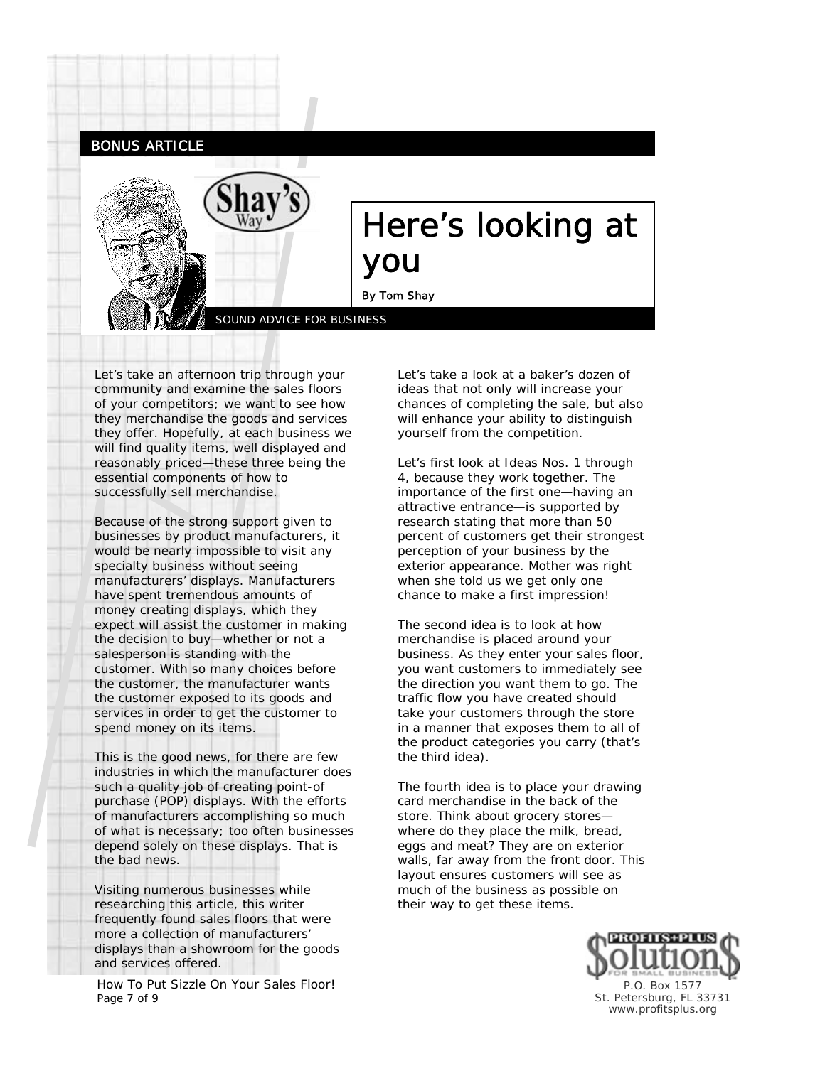BONUS ARTICLE

Shay's Way

# Here's looking at you

By Tom Shay

SOUND ADVICE FOR BUSINESS

Let's take an afternoon trip through your community and examine the sales floors of your competitors; we want to see how they merchandise the goods and services they offer. Hopefully, at each business we will find quality items, well displayed and reasonably priced—these three being the essential components of how to successfully sell merchandise.

Because of the strong support given to businesses by product manufacturers, it would be nearly impossible to visit any specialty business without seeing manufacturers' displays. Manufacturers have spent tremendous amounts of money creating displays, which they expect will assist the customer in making the decision to buy—whether or not a salesperson is standing with the customer. With so many choices before the customer, the manufacturer wants the customer exposed to its goods and services in order to get the customer to spend money on its items.

This is the good news, for there are few industries in which the manufacturer does such a quality job of creating point-of purchase (POP) displays. With the efforts of manufacturers accomplishing so much of what is necessary; too often businesses depend solely on these displays. That is the bad news.

Visiting numerous businesses while researching this article, this writer frequently found sales floors that were more a collection of manufacturers' displays than a showroom for the goods and services offered.

Let's take a look at a baker's dozen of ideas that not only will increase your chances of completing the sale, but also will enhance your ability to distinguish yourself from the competition.

Let's first look at Ideas Nos. 1 through 4, because they work together. The importance of the first one—having an attractive entrance—is supported by research stating that more than 50 percent of customers get their strongest perception of your business by the exterior appearance. Mother was right when she told us we get only one chance to make a first impression!

The second idea is to look at how merchandise is placed around your business. As they enter your sales floor, you want customers to immediately see the direction you want them to go. The traffic flow you have created should take your customers through the store in a manner that exposes them to all of the product categories you carry (that's the third idea).

The fourth idea is to place your drawing card merchandise in the back of the store. Think about grocery stores—where do they place the milk, bread, eggs and meat? They are on exterior walls, far away from the front door. This layout ensures customers will see as much of the business as possible on their way to get these items.

PROFITS+PLUS Solution$ FOR SMALL BUSINESS
P.O. Box 1577
St. Petersburg, FL 33731
www.profitsplus.org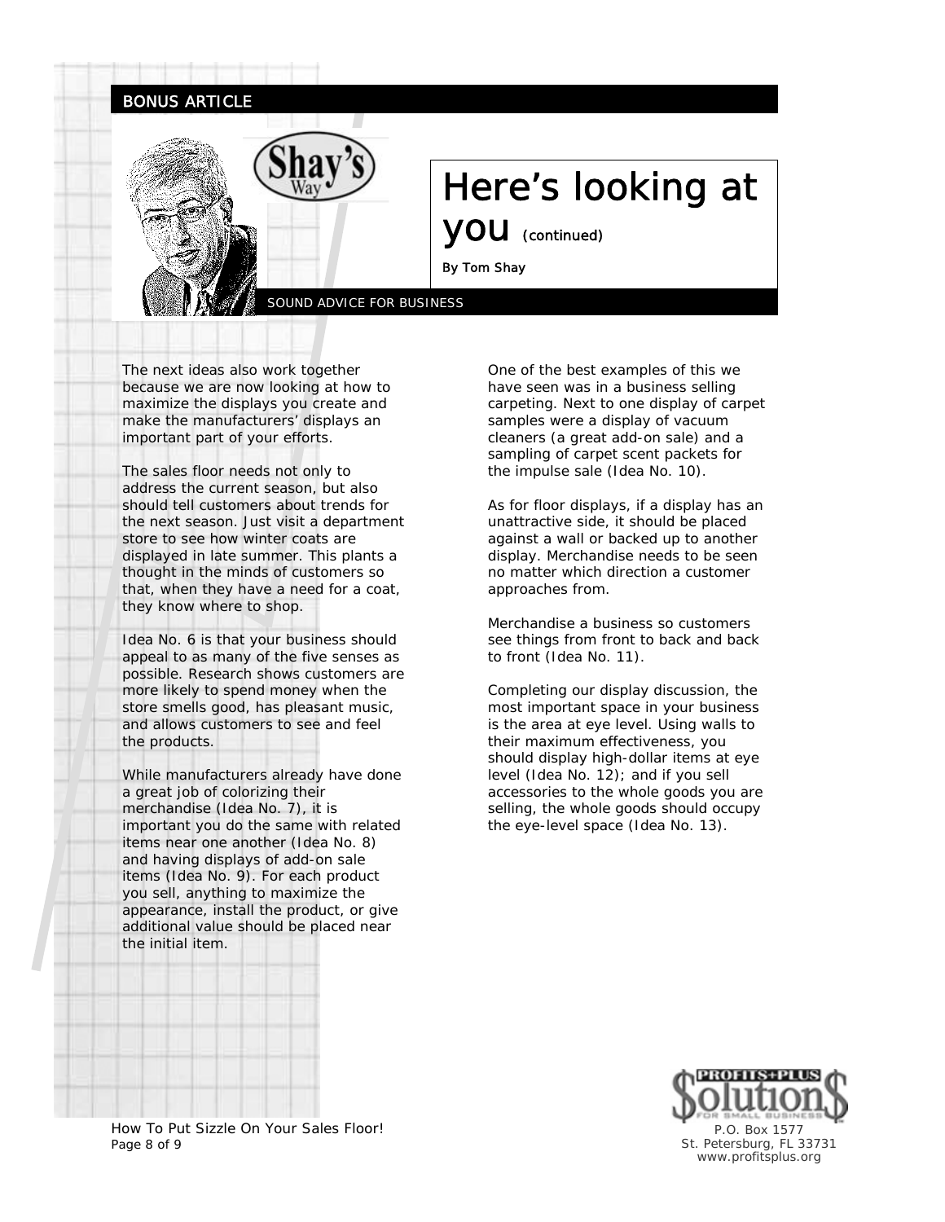BONUS ARTICLE

# Here's looking at you (continued)

By Tom Shay

SOUND ADVICE FOR BUSINESS

The next ideas also work together because we are now looking at how to maximize the displays you create and make the manufacturers' displays an important part of your efforts.

The sales floor needs not only to address the current season, but also should tell customers about trends for the next season. Just visit a department store to see how winter coats are displayed in late summer. This plants a thought in the minds of customers so that, when they have a need for a coat, they know where to shop.

Idea No. 6 is that your business should appeal to as many of the five senses as possible. Research shows customers are more likely to spend money when the store smells good, has pleasant music, and allows customers to see and feel the products.

While manufacturers already have done a great job of colorizing their merchandise (Idea No. 7), it is important you do the same with related items near one another (Idea No. 8) and having displays of add-on sale items (Idea No. 9). For each product you sell, anything to maximize the appearance, install the product, or give additional value should be placed near the initial item.

One of the best examples of this we have seen was in a business selling carpeting. Next to one display of carpet samples were a display of vacuum cleaners (a great add-on sale) and a sampling of carpet scent packets for the impulse sale (Idea No. 10).

As for floor displays, if a display has an unattractive side, it should be placed against a wall or backed up to another display. Merchandise needs to be seen no matter which direction a customer approaches from.

Merchandise a business so customers see things from front to back and back to front (Idea No. 11).

Completing our display discussion, the most important space in your business is the area at eye level. Using walls to their maximum effectiveness, you should display high-dollar items at eye level (Idea No. 12); and if you sell accessories to the whole goods you are selling, the whole goods should occupy the eye-level space (Idea No. 13).

P.O. Box 1577
St. Petersburg, FL 33731
www.profitsplus.org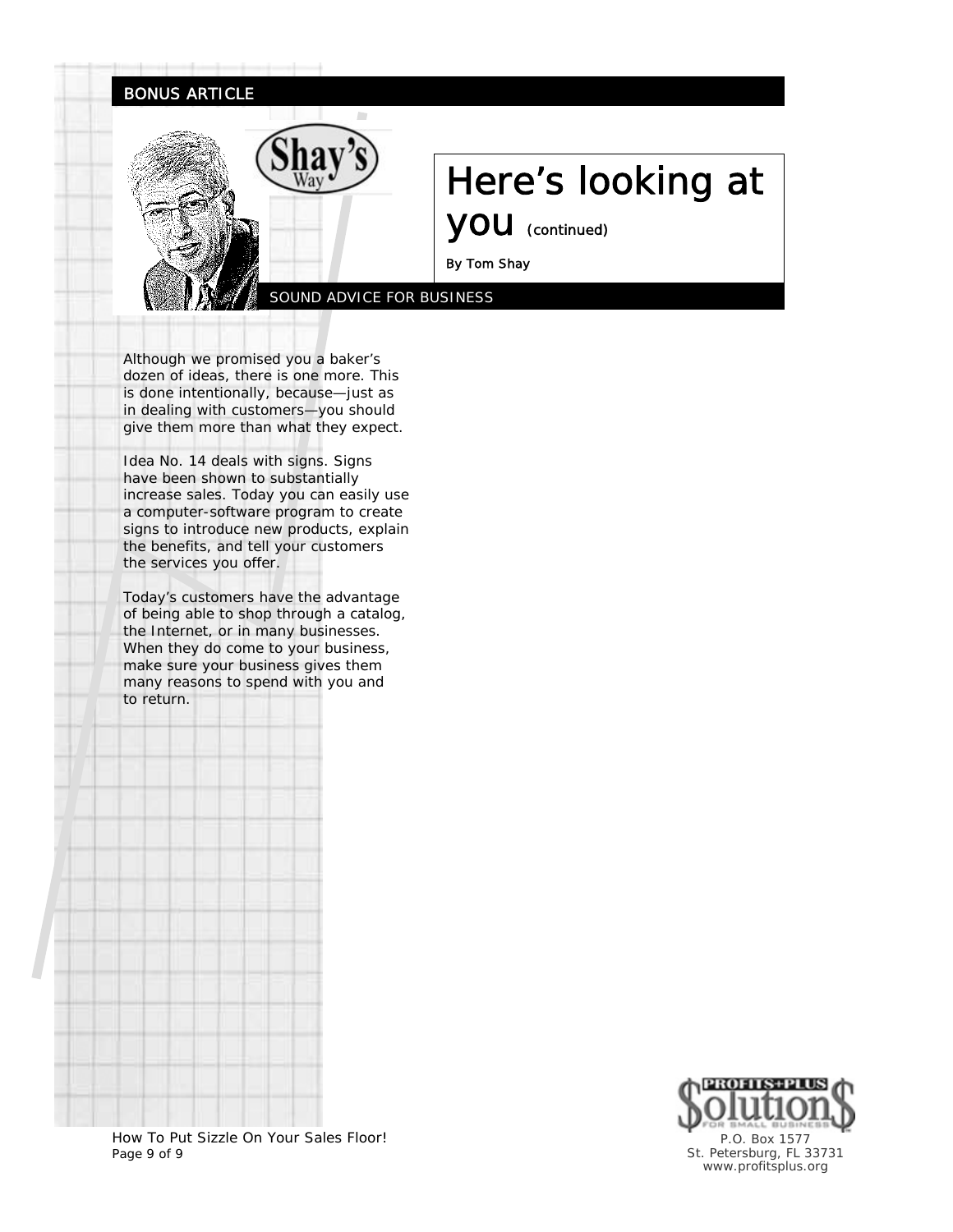BONUS ARTICLE

Shay's Way

# Here's looking at you *(continued)*

By Tom Shay

SOUND ADVICE FOR BUSINESS

Although we promised you a baker's dozen of ideas, there is one more. This is done intentionally, because—just as in dealing with customers—you should give them more than what they expect.

Idea No. 14 deals with signs. Signs have been shown to substantially increase sales. Today you can easily use a computer-software program to create signs to introduce new products, explain the benefits, and tell your customers the services you offer.

Today's customers have the advantage of being able to shop through a catalog, the Internet, or in many businesses. When they do come to your business, make sure your business gives them many reasons to spend with you and to return.

PROFITS+PLUS Solution$ FOR SMALL BUSINESS

P.O. Box 1577
St. Petersburg, FL 33731
www.profitsplus.org